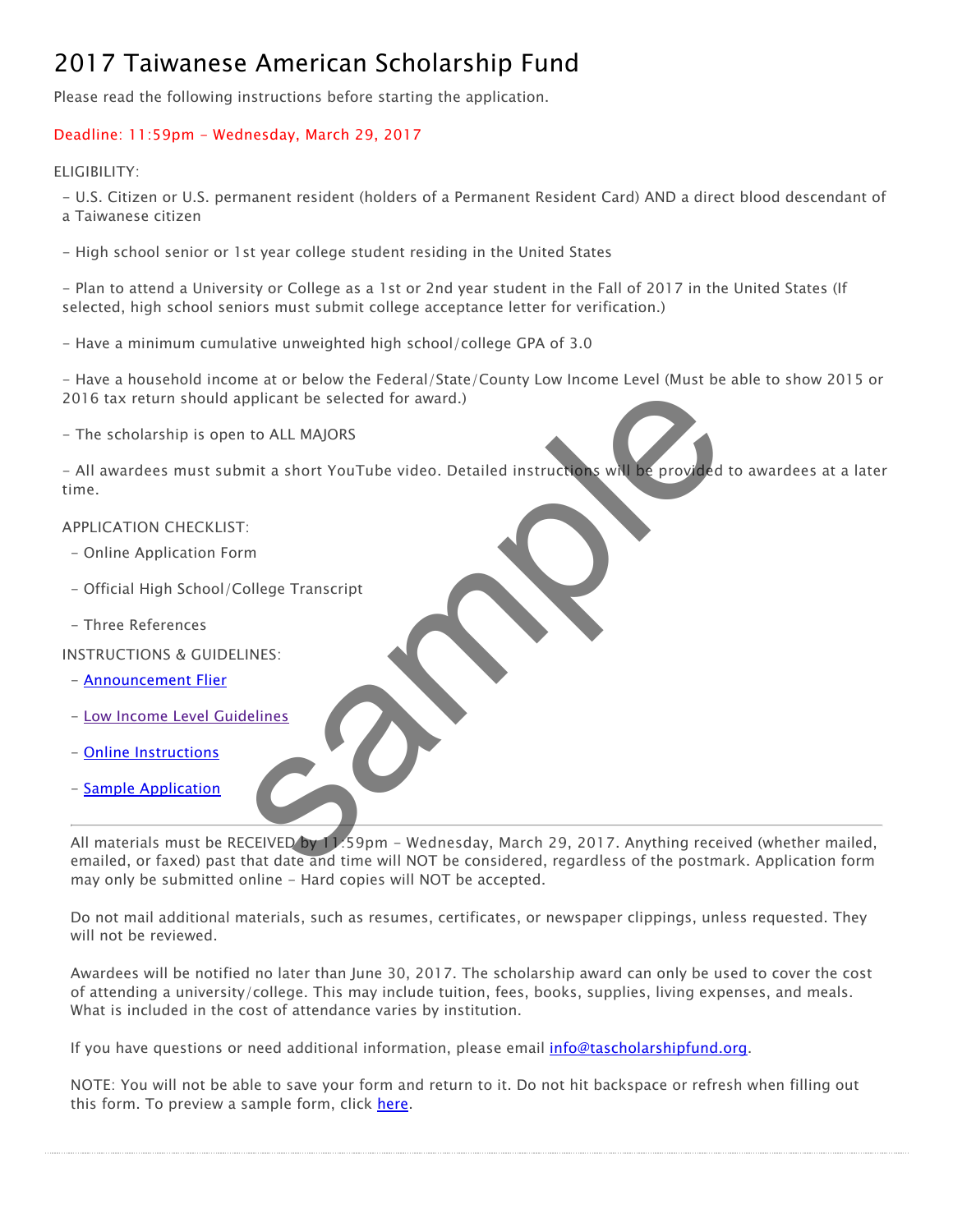# 2017 Taiwanese American Scholarship Fund

Please read the following instructions before starting the application.

Deadline: 11:59pm - Wednesday, March 29, 2017

ELIGIBILITY:

- U.S. Citizen or U.S. permanent resident (holders of a Permanent Resident Card) AND a direct blood descendant of a Taiwanese citizen

- High school senior or 1st year college student residing in the United States

- Plan to attend a University or College as a 1st or 2nd year student in the Fall of 2017 in the United States (If selected, high school seniors must submit college acceptance letter for verification.)

- Have a minimum cumulative unweighted high school/college GPA of 3.0

- Have a household income at or below the Federal/State/County Low Income Level (Must be able to show 2015 or 2016 tax return should applicant be selected for award.)

- The scholarship is open to ALL MAJORS

- All awardees must submit a short YouTube video. Detailed instructions will be provided to awardees at a later time.

APPLICATION CHECKLIST:

- Online Application Form

- Official High School/College Transcript

- Three References

INSTRUCTIONS & GUIDELINES:

- Announcement Flier

- Low Income Level Guidelines

- Online Instructions

- Sample Application

---

All materials must be RECEIVED by 11:59pm - Wednesday, March 29, 2017. Anything received (whether mailed, emailed, or faxed) past that date and time will NOT be considered, regardless of the postmark. Application form may only be submitted online - Hard copies will NOT be accepted.

Do not mail additional materials, such as resumes, certificates, or newspaper clippings, unless requested. They will not be reviewed.

Awardees will be notified no later than June 30, 2017. The scholarship award can only be used to cover the cost of attending a university/college. This may include tuition, fees, books, supplies, living expenses, and meals. What is included in the cost of attendance varies by institution.

If you have questions or need additional information, please email info@tascholarshipfund.org.

NOTE: You will not be able to save your form and return to it. Do not hit backspace or refresh when filling out this form. To preview a sample form, click here.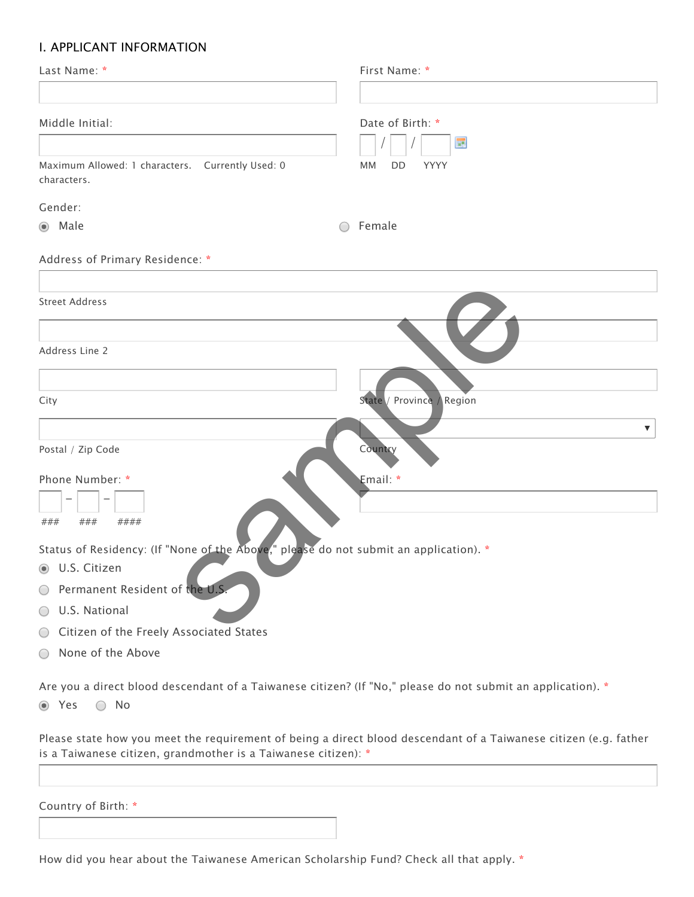## I. APPLICANT INFORMATION

Last Name: *

First Name: *

Middle Initial:

Maximum Allowed: 1 characters. Currently Used: 0 characters.

Date of Birth: *

___ / ___ / ___

MM DD YYYY

Gender:

- (•) Male
- ( ) Female

Address of Primary Residence: *

Street Address

Address Line 2

City

State / Province / Region

Postal / Zip Code

Country

Phone Number: *

___ - ___ - ___

### ### ####

Email: *

Status of Residency: (If "None of the Above," please do not submit an application). *

- (•) U.S. Citizen
- ( ) Permanent Resident of the U.S.
- ( ) U.S. National
- ( ) Citizen of the Freely Associated States
- ( ) None of the Above

Are you a direct blood descendant of a Taiwanese citizen? (If "No," please do not submit an application). *

- (•) Yes
- ( ) No

Please state how you meet the requirement of being a direct blood descendant of a Taiwanese citizen (e.g. father is a Taiwanese citizen, grandmother is a Taiwanese citizen): *

Country of Birth: *

How did you hear about the Taiwanese American Scholarship Fund? Check all that apply. *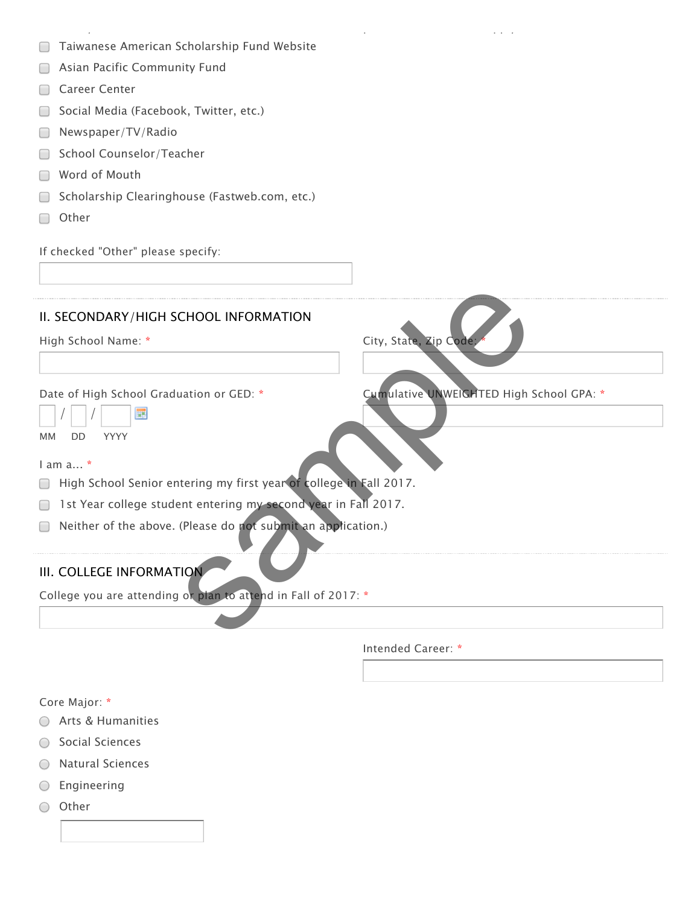- [ ] Taiwanese American Scholarship Fund Website
- [ ] Asian Pacific Community Fund
- [ ] Career Center
- [ ] Social Media (Facebook, Twitter, etc.)
- [ ] Newspaper/TV/Radio
- [ ] School Counselor/Teacher
- [ ] Word of Mouth
- [ ] Scholarship Clearinghouse (Fastweb.com, etc.)
- [ ] Other

If checked "Other" please specify:

## II. SECONDARY/HIGH SCHOOL INFORMATION

High School Name: *

City, State, Zip Code: *

Date of High School Graduation or GED: *

MM / DD / YYYY

Cumulative UNWEIGHTED High School GPA: *

I am a... *

- [ ] High School Senior entering my first year of college in Fall 2017.
- [ ] 1st Year college student entering my second year in Fall 2017.
- [ ] Neither of the above. (Please do not submit an application.)

## III. COLLEGE INFORMATION

College you are attending or plan to attend in Fall of 2017: *

Intended Career: *

Core Major: *

- ( ) Arts & Humanities
- ( ) Social Sciences
- ( ) Natural Sciences
- ( ) Engineering
- ( ) Other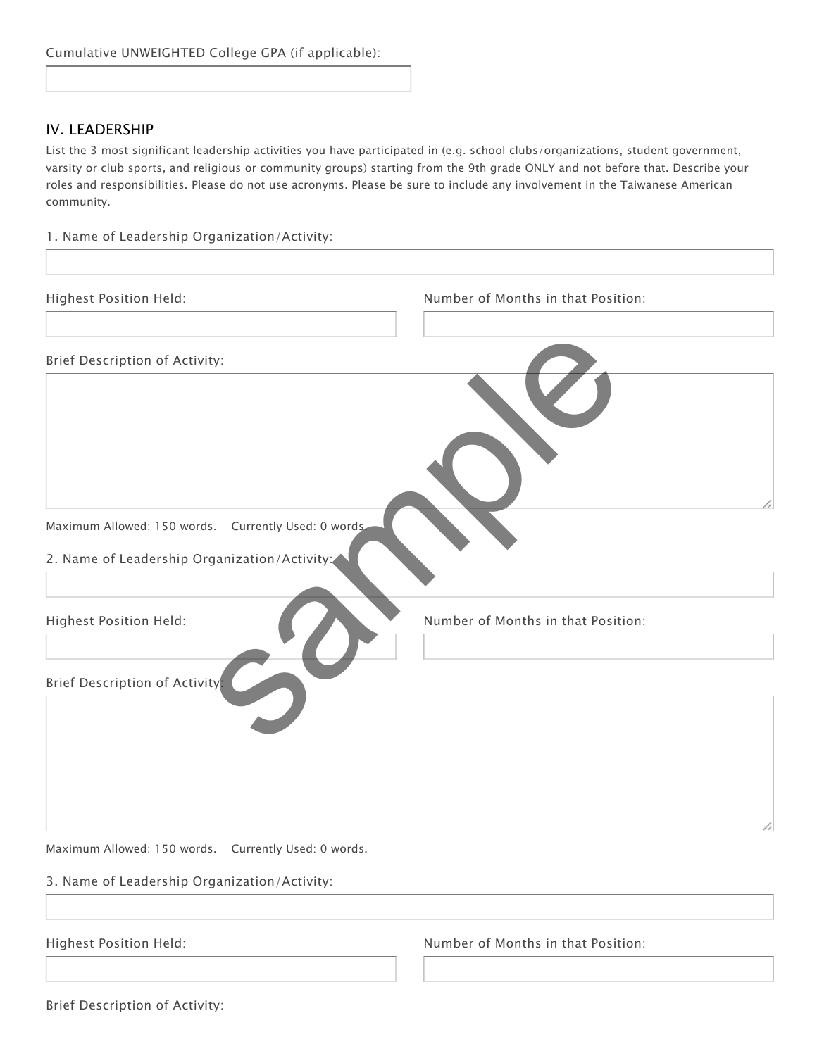Cumulative UNWEIGHTED College GPA (if applicable):

## IV. LEADERSHIP

List the 3 most significant leadership activities you have participated in (e.g. school clubs/organizations, student government, varsity or club sports, and religious or community groups) starting from the 9th grade ONLY and not before that. Describe your roles and responsibilities. Please do not use acronyms. Please be sure to include any involvement in the Taiwanese American community.

1. Name of Leadership Organization/Activity:

Highest Position Held:

Number of Months in that Position:

Brief Description of Activity:

Maximum Allowed: 150 words. Currently Used: 0 words.

2. Name of Leadership Organization/Activity:

Highest Position Held:

Number of Months in that Position:

Brief Description of Activity:

Maximum Allowed: 150 words. Currently Used: 0 words.

3. Name of Leadership Organization/Activity:

Highest Position Held:

Number of Months in that Position:

Brief Description of Activity: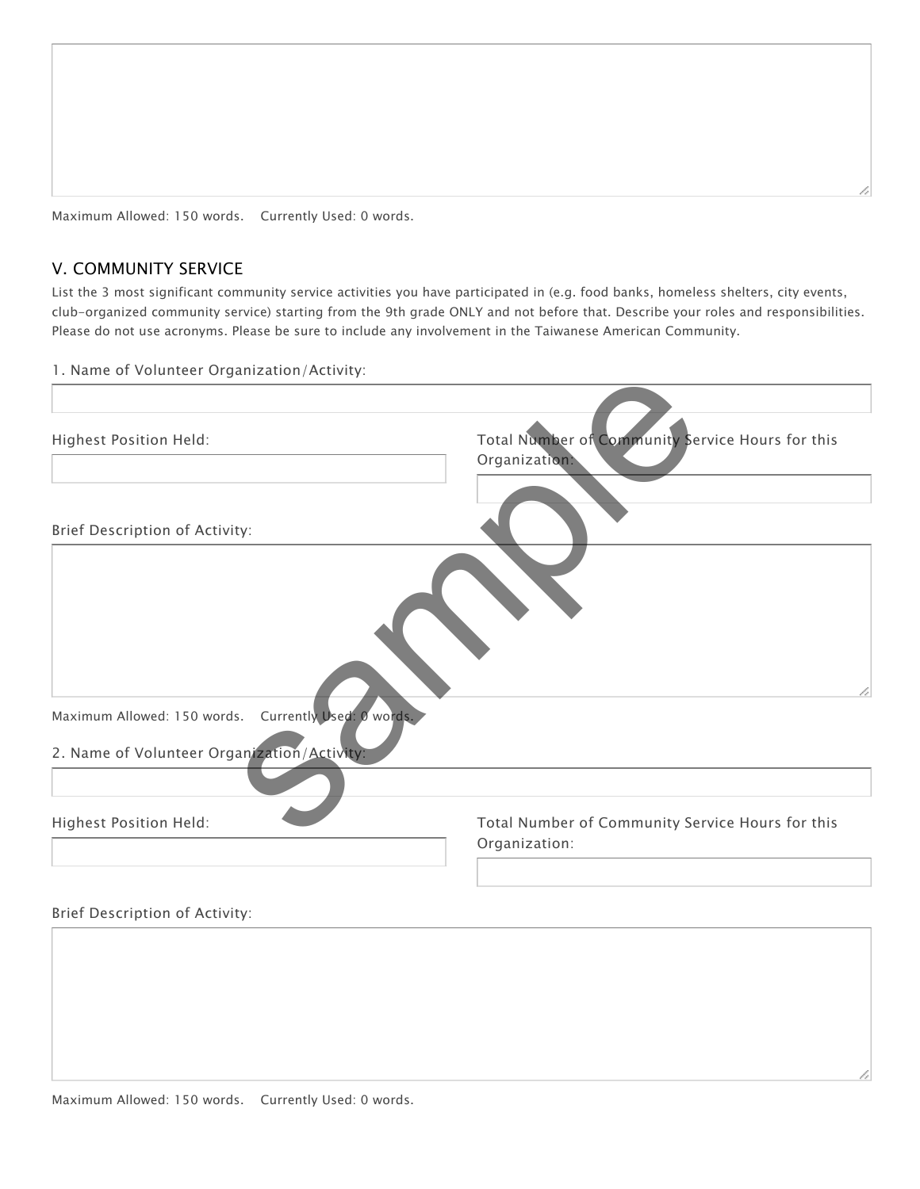Maximum Allowed: 150 words. Currently Used: 0 words.

## V. COMMUNITY SERVICE

List the 3 most significant community service activities you have participated in (e.g. food banks, homeless shelters, city events, club-organized community service) starting from the 9th grade ONLY and not before that. Describe your roles and responsibilities. Please do not use acronyms. Please be sure to include any involvement in the Taiwanese American Community.

1. Name of Volunteer Organization/Activity:

Highest Position Held:

Total Number of Community Service Hours for this Organization:

Brief Description of Activity:

Maximum Allowed: 150 words. Currently Used: 0 words.

2. Name of Volunteer Organization/Activity:

Highest Position Held:

Total Number of Community Service Hours for this Organization:

Brief Description of Activity:

Maximum Allowed: 150 words. Currently Used: 0 words.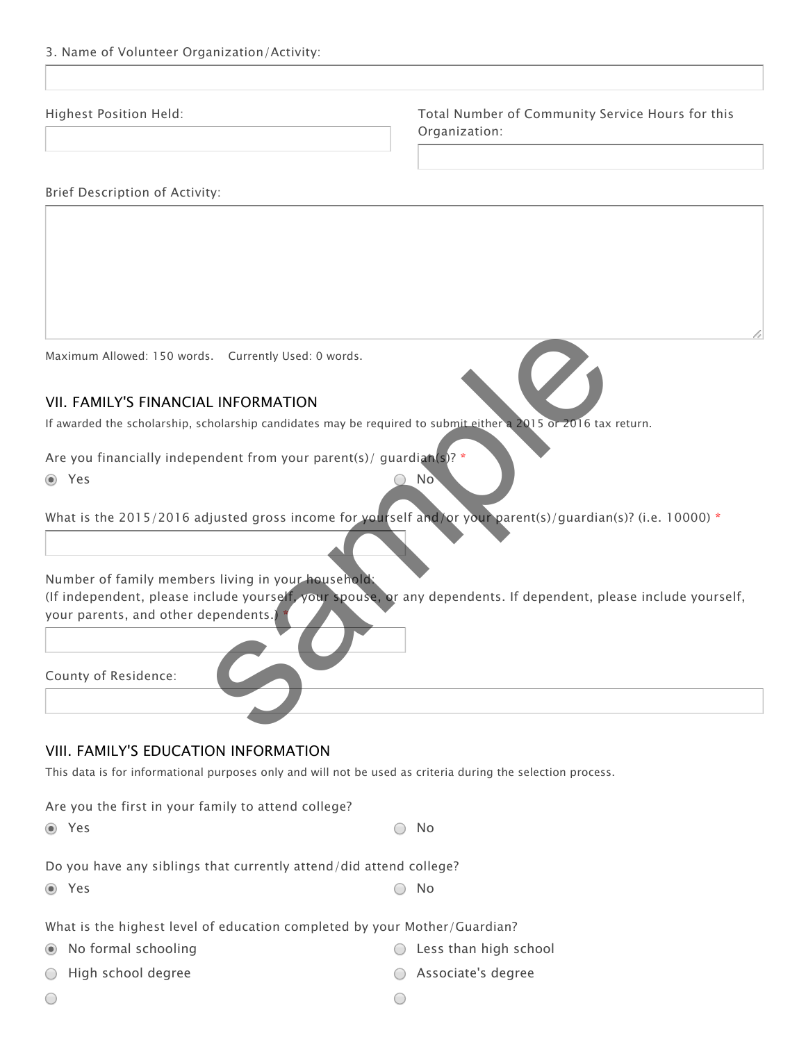3. Name of Volunteer Organization/Activity:

Highest Position Held:

Total Number of Community Service Hours for this Organization:

Brief Description of Activity:

Maximum Allowed: 150 words. Currently Used: 0 words.

## VII. FAMILY'S FINANCIAL INFORMATION

If awarded the scholarship, scholarship candidates may be required to submit either a 2015 or 2016 tax return.

Are you financially independent from your parent(s)/ guardian(s)? *

- (•) Yes
- ( ) No

What is the 2015/2016 adjusted gross income for yourself and/or your parent(s)/guardian(s)? (i.e. 10000) *

Number of family members living in your household:
(If independent, please include yourself, your spouse, or any dependents. If dependent, please include yourself, your parents, and other dependents.) *

County of Residence:

## VIII. FAMILY'S EDUCATION INFORMATION

This data is for informational purposes only and will not be used as criteria during the selection process.

Are you the first in your family to attend college?

- (•) Yes
- ( ) No

Do you have any siblings that currently attend/did attend college?

- (•) Yes
- ( ) No

What is the highest level of education completed by your Mother/Guardian?

- (•) No formal schooling
- ( ) Less than high school
- ( ) High school degree
- ( ) Associate's degree
- ( )
- ( )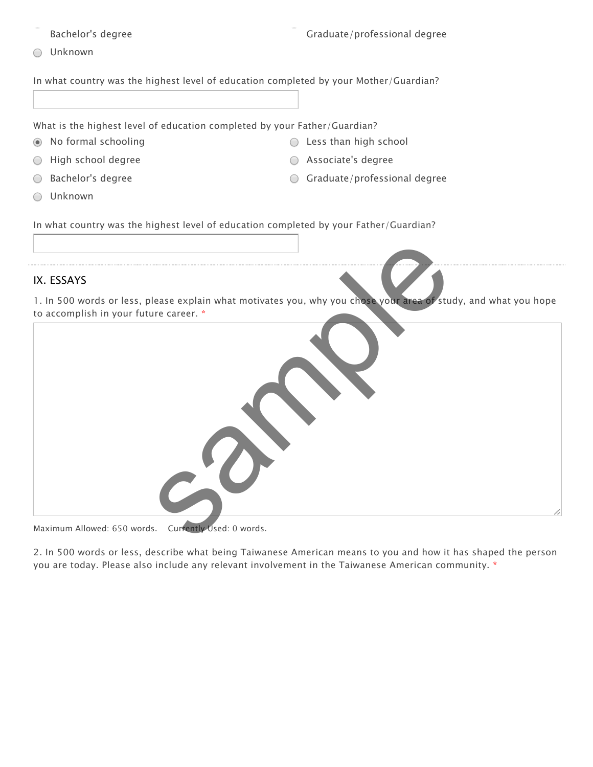- ○ Bachelor's degree
- ○ Graduate/professional degree
- ○ Unknown

In what country was the highest level of education completed by your Mother/Guardian?

What is the highest level of education completed by your Father/Guardian?

- ◉ No formal schooling
- ○ Less than high school
- ○ High school degree
- ○ Associate's degree
- ○ Bachelor's degree
- ○ Graduate/professional degree
- ○ Unknown

In what country was the highest level of education completed by your Father/Guardian?

## IX. ESSAYS

1. In 500 words or less, please explain what motivates you, why you chose your area of study, and what you hope to accomplish in your future career. *

Maximum Allowed: 650 words. Currently Used: 0 words.

2. In 500 words or less, describe what being Taiwanese American means to you and how it has shaped the person you are today. Please also include any relevant involvement in the Taiwanese American community. *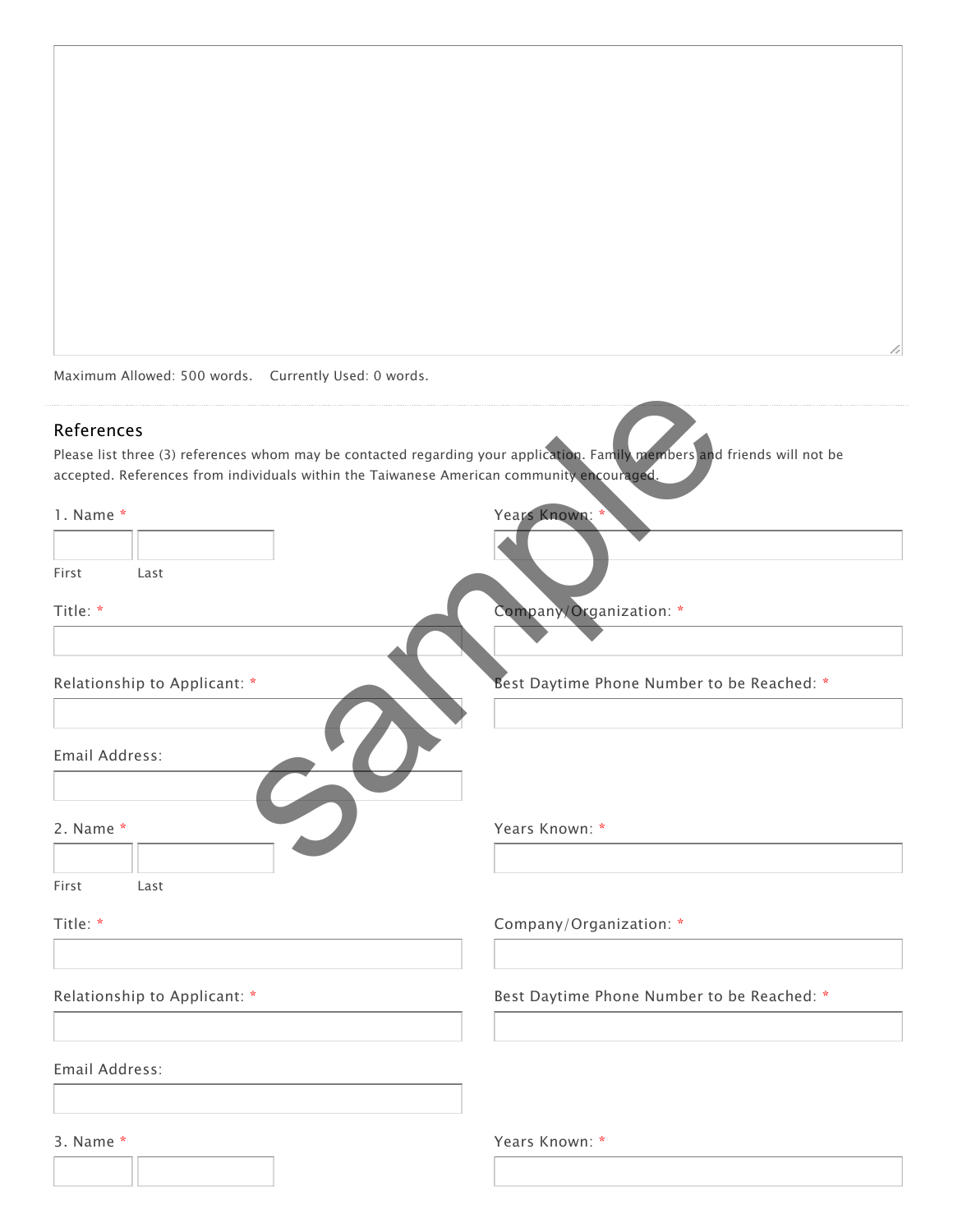Maximum Allowed: 500 words. Currently Used: 0 words.

---

## References

Please list three (3) references whom may be contacted regarding your application. Family members and friends will not be accepted. References from individuals within the Taiwanese American community encouraged.

1. Name *

First Last

Years Known: *

Title: *

Company/Organization: *

Relationship to Applicant: *

Best Daytime Phone Number to be Reached: *

Email Address:

2. Name *

First Last

Years Known: *

Title: *

Company/Organization: *

Relationship to Applicant: *

Best Daytime Phone Number to be Reached: *

Email Address:

3. Name *

Years Known: *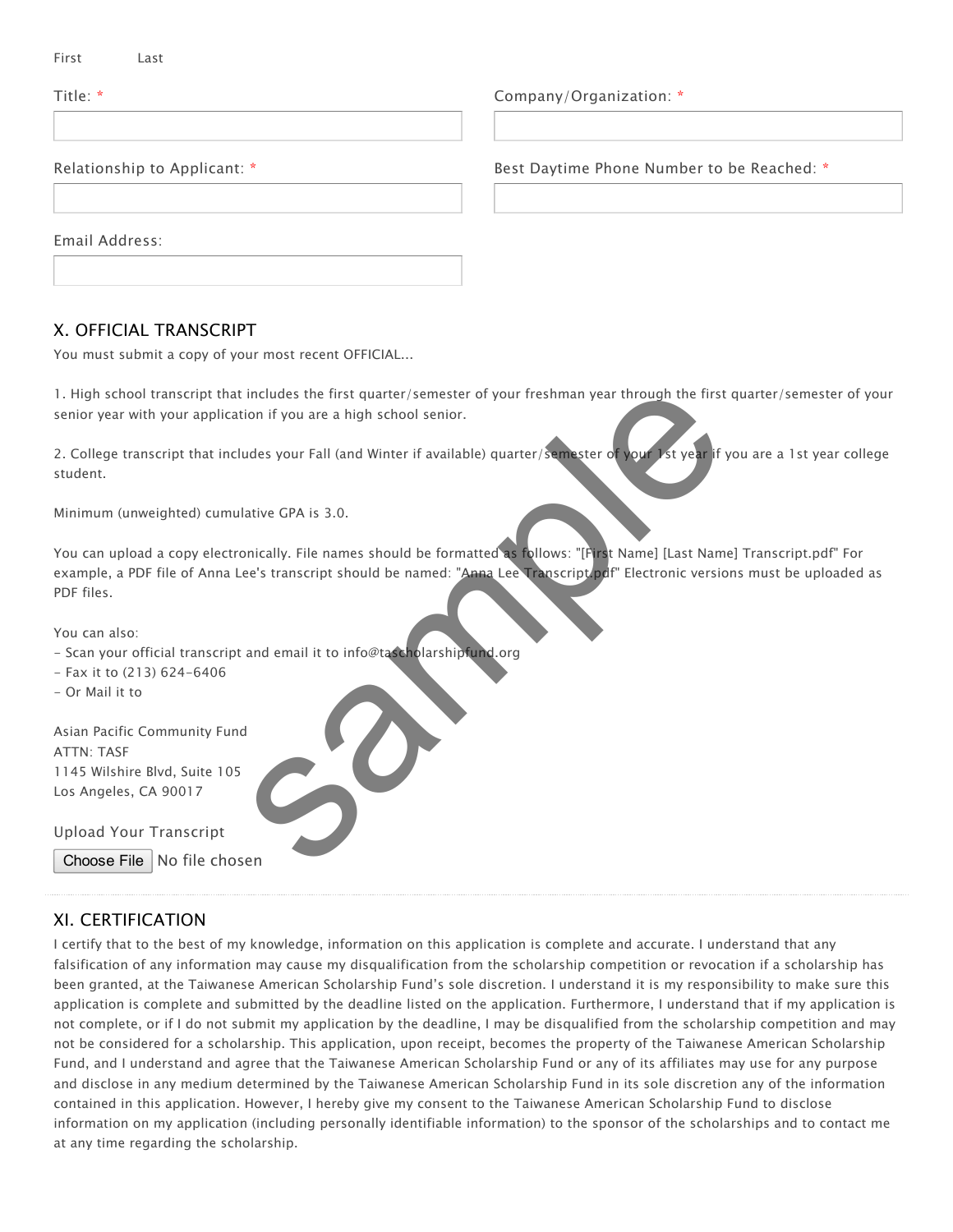First Last

Title: *

Company/Organization: *

Relationship to Applicant: *

Best Daytime Phone Number to be Reached: *

Email Address:

## X. OFFICIAL TRANSCRIPT

You must submit a copy of your most recent OFFICIAL...

1. High school transcript that includes the first quarter/semester of your freshman year through the first quarter/semester of your senior year with your application if you are a high school senior.

2. College transcript that includes your Fall (and Winter if available) quarter/semester of your 1st year if you are a 1st year college student.

Minimum (unweighted) cumulative GPA is 3.0.

You can upload a copy electronically. File names should be formatted as follows: "[First Name] [Last Name] Transcript.pdf" For example, a PDF file of Anna Lee's transcript should be named: "Anna Lee Transcript.pdf" Electronic versions must be uploaded as PDF files.

You can also:
- Scan your official transcript and email it to info@tascholarshipfund.org
- Fax it to (213) 624-6406
- Or Mail it to

Asian Pacific Community Fund
ATTN: TASF
1145 Wilshire Blvd, Suite 105
Los Angeles, CA 90017

Upload Your Transcript

Choose File No file chosen

## XI. CERTIFICATION

I certify that to the best of my knowledge, information on this application is complete and accurate. I understand that any falsification of any information may cause my disqualification from the scholarship competition or revocation if a scholarship has been granted, at the Taiwanese American Scholarship Fund's sole discretion. I understand it is my responsibility to make sure this application is complete and submitted by the deadline listed on the application. Furthermore, I understand that if my application is not complete, or if I do not submit my application by the deadline, I may be disqualified from the scholarship competition and may not be considered for a scholarship. This application, upon receipt, becomes the property of the Taiwanese American Scholarship Fund, and I understand and agree that the Taiwanese American Scholarship Fund or any of its affiliates may use for any purpose and disclose in any medium determined by the Taiwanese American Scholarship Fund in its sole discretion any of the information contained in this application. However, I hereby give my consent to the Taiwanese American Scholarship Fund to disclose information on my application (including personally identifiable information) to the sponsor of the scholarships and to contact me at any time regarding the scholarship.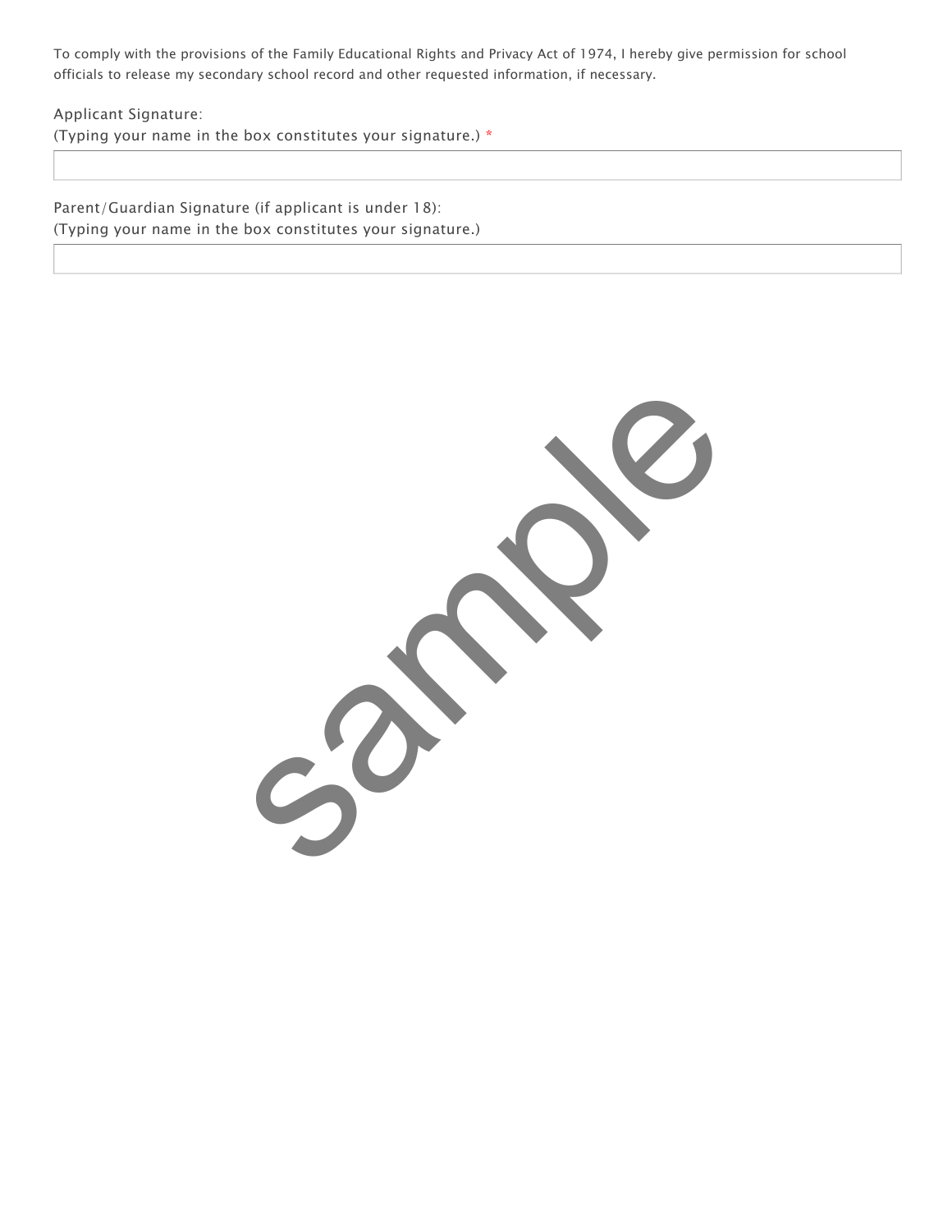To comply with the provisions of the Family Educational Rights and Privacy Act of 1974, I hereby give permission for school officials to release my secondary school record and other requested information, if necessary.

Applicant Signature:
(Typing your name in the box constitutes your signature.) *

Parent/Guardian Signature (if applicant is under 18):
(Typing your name in the box constitutes your signature.)

sample